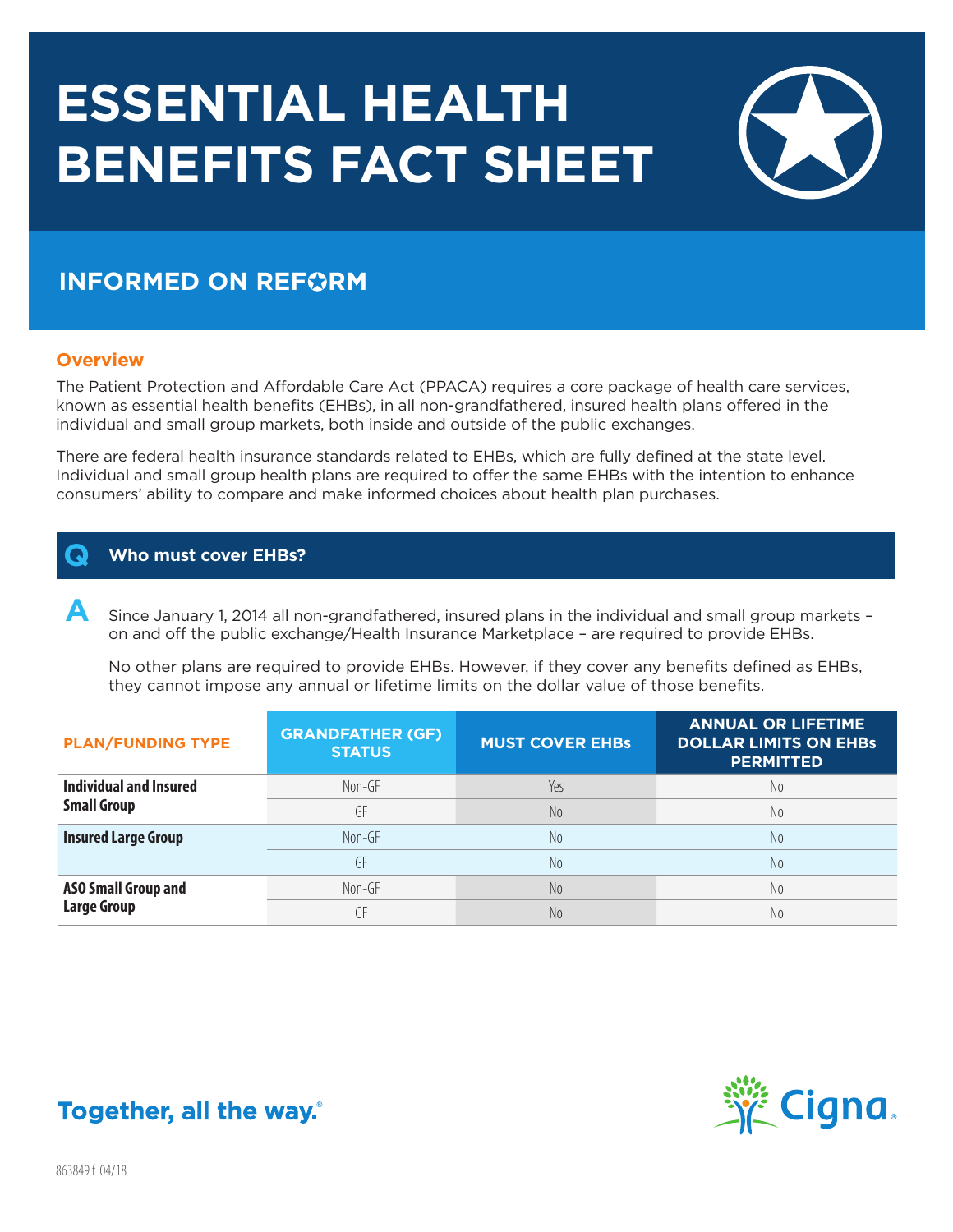# ESSENTIAL HEALTH BENEFITS FACT SHEET

## INFORMED ON REFORM

### Overview

The Patient Protection and Affordable Care Act (PPACA) requires a core package of health care services, known as essential health benefits (EHBs), in all non-grandfathered, insured health plans offered in the individual and small group markets, both inside and outside of the public exchanges.

There are federal health insurance standards related to EHBs, which are fully defined at the state level. Individual and small group health plans are required to offer the same EHBs with the intention to enhance consumers' ability to compare and make informed choices about health plan purchases.

### Q Who must cover EHBs?

**A** Since January 1, 2014 all non-grandfathered, insured plans in the individual and small group markets – on and off the public exchange/Health Insurance Marketplace – are required to provide EHBs.

No other plans are required to provide EHBs. However, if they cover any benefits defined as EHBs, they cannot impose any annual or lifetime limits on the dollar value of those benefits.

| PLAN/FUNDING TYPE | GRANDFATHER (GF) STATUS | MUST COVER EHBs | ANNUAL OR LIFETIME DOLLAR LIMITS ON EHBs PERMITTED |
|---|---|---|---|
| **Individual and Insured Small Group** | Non-GF | Yes | No |
| | GF | No | No |
| **Insured Large Group** | Non-GF | No | No |
| | GF | No | No |
| **ASO Small Group and Large Group** | Non-GF | No | No |
| | GF | No | No |

Together, all the way.®

Cigna.

863849 f 04/18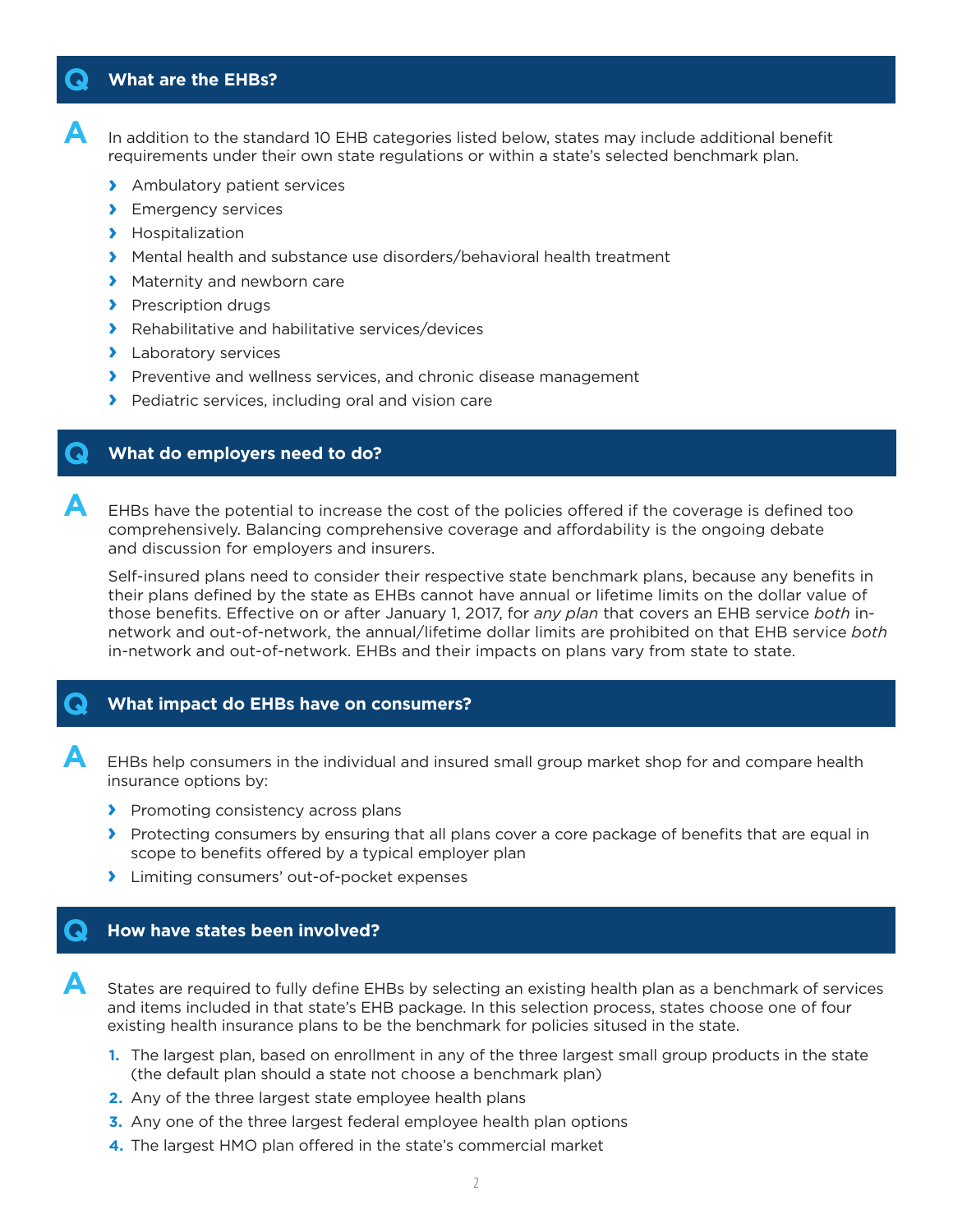## What are the EHBs?

In addition to the standard 10 EHB categories listed below, states may include additional benefit requirements under their own state regulations or within a state's selected benchmark plan.

- Ambulatory patient services
- Emergency services
- Hospitalization
- Mental health and substance use disorders/behavioral health treatment
- Maternity and newborn care
- Prescription drugs
- Rehabilitative and habilitative services/devices
- Laboratory services
- Preventive and wellness services, and chronic disease management
- Pediatric services, including oral and vision care

## What do employers need to do?

EHBs have the potential to increase the cost of the policies offered if the coverage is defined too comprehensively. Balancing comprehensive coverage and affordability is the ongoing debate and discussion for employers and insurers.

Self-insured plans need to consider their respective state benchmark plans, because any benefits in their plans defined by the state as EHBs cannot have annual or lifetime limits on the dollar value of those benefits. Effective on or after January 1, 2017, for *any plan* that covers an EHB service *both* in-network and out-of-network, the annual/lifetime dollar limits are prohibited on that EHB service *both* in-network and out-of-network. EHBs and their impacts on plans vary from state to state.

## What impact do EHBs have on consumers?

EHBs help consumers in the individual and insured small group market shop for and compare health insurance options by:

- Promoting consistency across plans
- Protecting consumers by ensuring that all plans cover a core package of benefits that are equal in scope to benefits offered by a typical employer plan
- Limiting consumers' out-of-pocket expenses

## How have states been involved?

States are required to fully define EHBs by selecting an existing health plan as a benchmark of services and items included in that state's EHB package. In this selection process, states choose one of four existing health insurance plans to be the benchmark for policies sitused in the state.

1. The largest plan, based on enrollment in any of the three largest small group products in the state (the default plan should a state not choose a benchmark plan)
2. Any of the three largest state employee health plans
3. Any one of the three largest federal employee health plan options
4. The largest HMO plan offered in the state's commercial market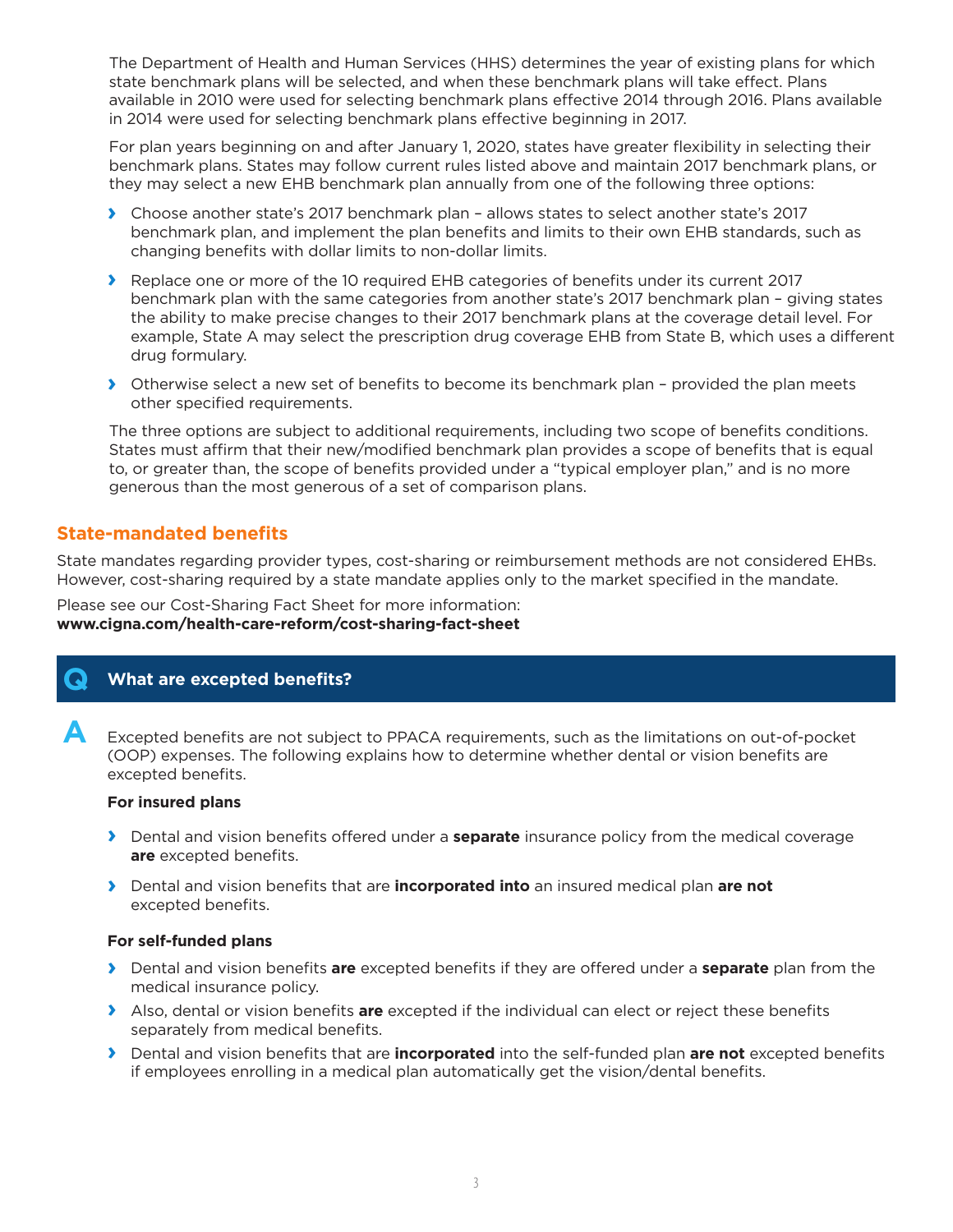The Department of Health and Human Services (HHS) determines the year of existing plans for which state benchmark plans will be selected, and when these benchmark plans will take effect. Plans available in 2010 were used for selecting benchmark plans effective 2014 through 2016. Plans available in 2014 were used for selecting benchmark plans effective beginning in 2017.

For plan years beginning on and after January 1, 2020, states have greater flexibility in selecting their benchmark plans. States may follow current rules listed above and maintain 2017 benchmark plans, or they may select a new EHB benchmark plan annually from one of the following three options:

- Choose another state's 2017 benchmark plan – allows states to select another state's 2017 benchmark plan, and implement the plan benefits and limits to their own EHB standards, such as changing benefits with dollar limits to non-dollar limits.
- Replace one or more of the 10 required EHB categories of benefits under its current 2017 benchmark plan with the same categories from another state's 2017 benchmark plan – giving states the ability to make precise changes to their 2017 benchmark plans at the coverage detail level. For example, State A may select the prescription drug coverage EHB from State B, which uses a different drug formulary.
- Otherwise select a new set of benefits to become its benchmark plan – provided the plan meets other specified requirements.

The three options are subject to additional requirements, including two scope of benefits conditions. States must affirm that their new/modified benchmark plan provides a scope of benefits that is equal to, or greater than, the scope of benefits provided under a "typical employer plan," and is no more generous than the most generous of a set of comparison plans.

## State-mandated benefits

State mandates regarding provider types, cost-sharing or reimbursement methods are not considered EHBs. However, cost-sharing required by a state mandate applies only to the market specified in the mandate.

Please see our Cost-Sharing Fact Sheet for more information:
**www.cigna.com/health-care-reform/cost-sharing-fact-sheet**

## Q What are excepted benefits?

**A** Excepted benefits are not subject to PPACA requirements, such as the limitations on out-of-pocket (OOP) expenses. The following explains how to determine whether dental or vision benefits are excepted benefits.

**For insured plans**

- Dental and vision benefits offered under a **separate** insurance policy from the medical coverage **are** excepted benefits.
- Dental and vision benefits that are **incorporated into** an insured medical plan **are not** excepted benefits.

**For self-funded plans**

- Dental and vision benefits **are** excepted benefits if they are offered under a **separate** plan from the medical insurance policy.
- Also, dental or vision benefits **are** excepted if the individual can elect or reject these benefits separately from medical benefits.
- Dental and vision benefits that are **incorporated** into the self-funded plan **are not** excepted benefits if employees enrolling in a medical plan automatically get the vision/dental benefits.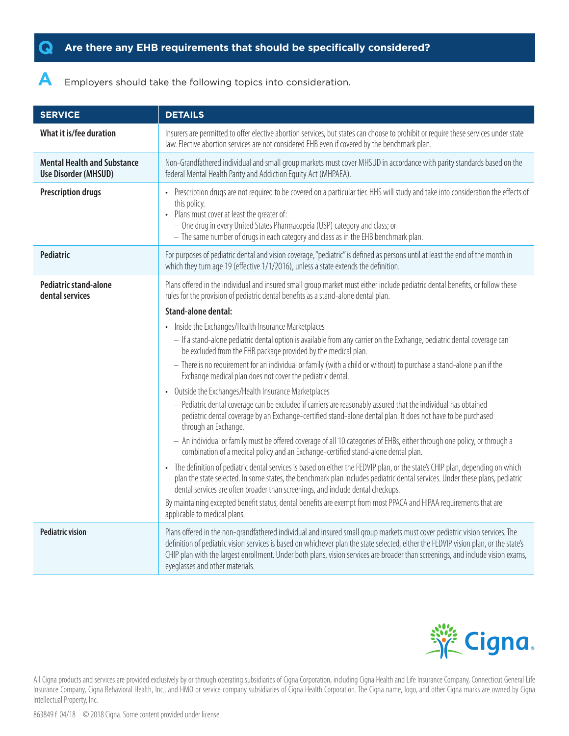## Q Are there any EHB requirements that should be specifically considered?

**A** Employers should take the following topics into consideration.

| SERVICE | DETAILS |
|---|---|
| **What it is/fee duration** | Insurers are permitted to offer elective abortion services, but states can choose to prohibit or require these services under state law. Elective abortion services are not considered EHB even if covered by the benchmark plan. |
| **Mental Health and Substance Use Disorder (MHSUD)** | Non-Grandfathered individual and small group markets must cover MHSUD in accordance with parity standards based on the federal Mental Health Parity and Addiction Equity Act (MHPAEA). |
| **Prescription drugs** | • Prescription drugs are not required to be covered on a particular tier. HHS will study and take into consideration the effects of this policy.<br>• Plans must cover at least the greater of:<br>– One drug in every United States Pharmacopeia (USP) category and class; or<br>– The same number of drugs in each category and class as in the EHB benchmark plan. |
| **Pediatric** | For purposes of pediatric dental and vision coverage, "pediatric" is defined as persons until at least the end of the month in which they turn age 19 (effective 1/1/2016), unless a state extends the definition. |
| **Pediatric stand-alone dental services** | Plans offered in the individual and insured small group market must either include pediatric dental benefits, or follow these rules for the provision of pediatric dental benefits as a stand-alone dental plan.<br>**Stand-alone dental:**<br>• Inside the Exchanges/Health Insurance Marketplaces<br>– If a stand-alone pediatric dental option is available from any carrier on the Exchange, pediatric dental coverage can be excluded from the EHB package provided by the medical plan.<br>– There is no requirement for an individual or family (with a child or without) to purchase a stand-alone plan if the Exchange medical plan does not cover the pediatric dental.<br>• Outside the Exchanges/Health Insurance Marketplaces<br>– Pediatric dental coverage can be excluded if carriers are reasonably assured that the individual has obtained pediatric dental coverage by an Exchange-certified stand-alone dental plan. It does not have to be purchased through an Exchange.<br>– An individual or family must be offered coverage of all 10 categories of EHBs, either through one policy, or through a combination of a medical policy and an Exchange-certified stand-alone dental plan.<br>• The definition of pediatric dental services is based on either the FEDVIP plan, or the state's CHIP plan, depending on which plan the state selected. In some states, the benchmark plan includes pediatric dental services. Under these plans, pediatric dental services are often broader than screenings, and include dental checkups.<br>By maintaining excepted benefit status, dental benefits are exempt from most PPACA and HIPAA requirements that are applicable to medical plans. |
| **Pediatric vision** | Plans offered in the non-grandfathered individual and insured small group markets must cover pediatric vision services. The definition of pediatric vision services is based on whichever plan the state selected, either the FEDVIP vision plan, or the state's CHIP plan with the largest enrollment. Under both plans, vision services are broader than screenings, and include vision exams, eyeglasses and other materials. |

Cigna.

All Cigna products and services are provided exclusively by or through operating subsidiaries of Cigna Corporation, including Cigna Health and Life Insurance Company, Connecticut General Life Insurance Company, Cigna Behavioral Health, Inc., and HMO or service company subsidiaries of Cigna Health Corporation. The Cigna name, logo, and other Cigna marks are owned by Cigna Intellectual Property, Inc.

863849 f 04/18 © 2018 Cigna. Some content provided under license.